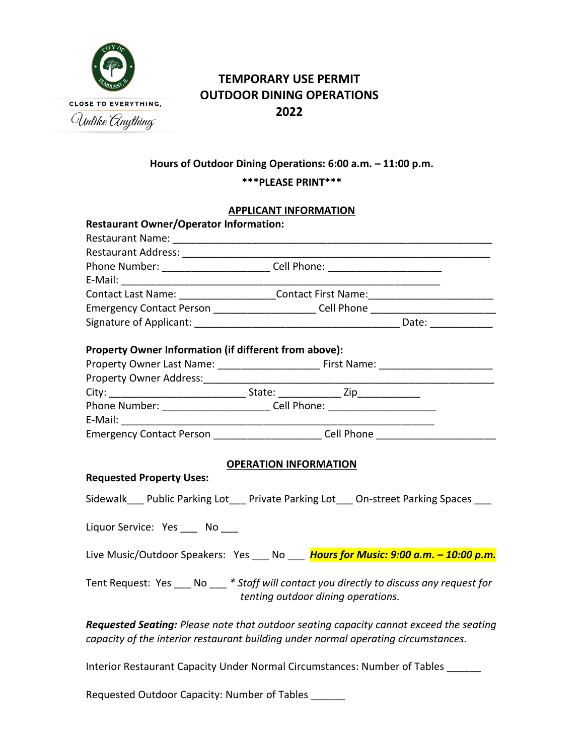CLOSE TO EVERYTHING,
*Unlike Anything*

# TEMPORARY USE PERMIT
# OUTDOOR DINING OPERATIONS
# 2022

**Hours of Outdoor Dining Operations: 6:00 a.m. – 11:00 p.m.**

**\*\*\*PLEASE PRINT\*\*\***

## APPLICANT INFORMATION

**Restaurant Owner/Operator Information:**

Restaurant Name: ____________________________________________________________

Restaurant Address: __________________________________________________________

Phone Number: ____________________ Cell Phone: ____________________

E-Mail: ____________________________________________________________

Contact Last Name: _________________ Contact First Name: ______________________

Emergency Contact Person __________________ Cell Phone ______________________

Signature of Applicant: _____________________________________ Date: ___________

**Property Owner Information (if different from above):**

Property Owner Last Name: __________________ First Name: ____________________

Property Owner Address: ______________________________________________________

City: ________________________ State: ___________ Zip___________

Phone Number: ____________________ Cell Phone: ___________________

E-Mail: _________________________________________________________

Emergency Contact Person ___________________ Cell Phone _____________________

## OPERATION INFORMATION

**Requested Property Uses:**

Sidewalk___ Public Parking Lot___ Private Parking Lot___ On-street Parking Spaces ___

Liquor Service: Yes ___ No ___

Live Music/Outdoor Speakers: Yes ___ No ___ ***Hours for Music: 9:00 a.m. – 10:00 p.m.***

Tent Request: Yes ___ No ___ *\* Staff will contact you directly to discuss any request for tenting outdoor dining operations.*

***Requested Seating:*** *Please note that outdoor seating capacity cannot exceed the seating capacity of the interior restaurant building under normal operating circumstances.*

Interior Restaurant Capacity Under Normal Circumstances: Number of Tables ______

Requested Outdoor Capacity: Number of Tables ______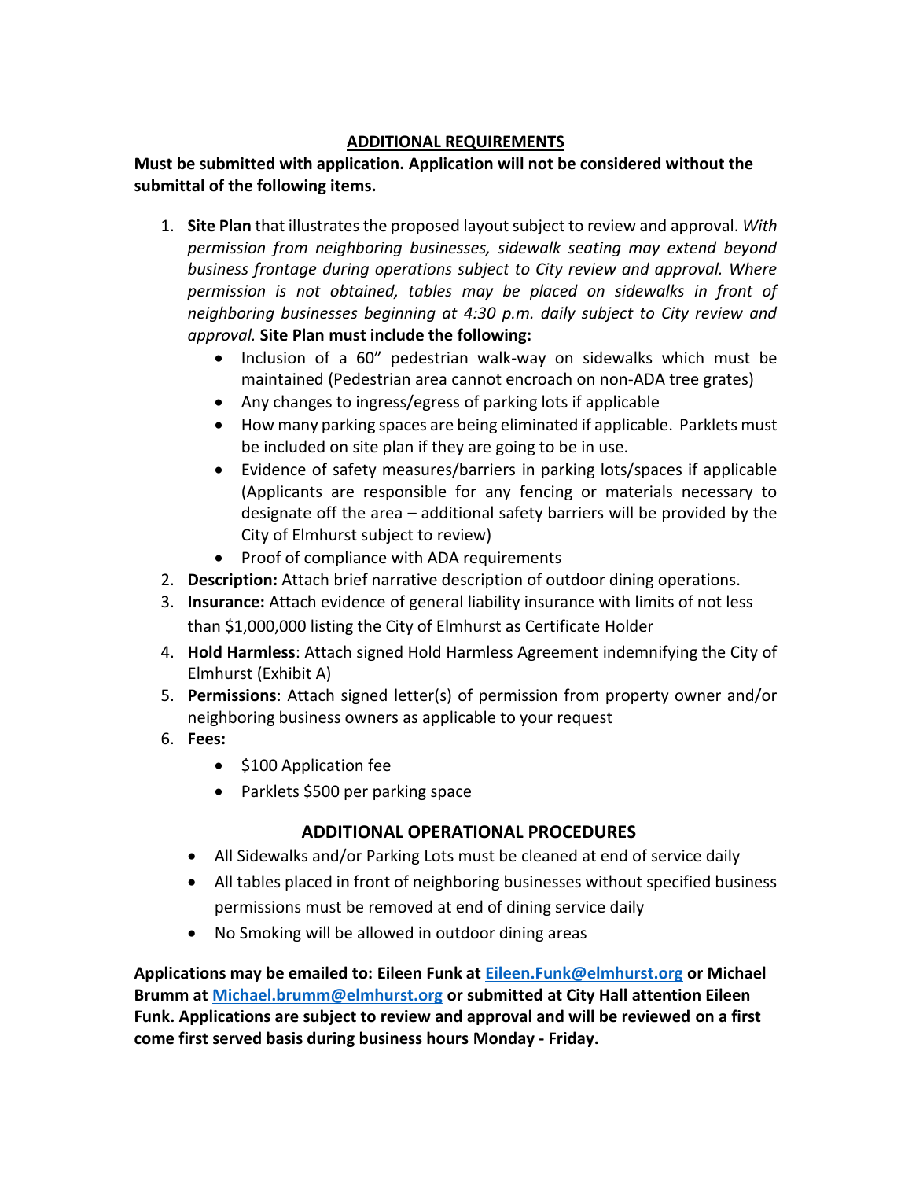## ADDITIONAL REQUIREMENTS

**Must be submitted with application. Application will not be considered without the submittal of the following items.**

1. **Site Plan** that illustrates the proposed layout subject to review and approval. *With permission from neighboring businesses, sidewalk seating may extend beyond business frontage during operations subject to City review and approval. Where permission is not obtained, tables may be placed on sidewalks in front of neighboring businesses beginning at 4:30 p.m. daily subject to City review and approval.* **Site Plan must include the following:**
   - Inclusion of a 60" pedestrian walk-way on sidewalks which must be maintained (Pedestrian area cannot encroach on non-ADA tree grates)
   - Any changes to ingress/egress of parking lots if applicable
   - How many parking spaces are being eliminated if applicable. Parklets must be included on site plan if they are going to be in use.
   - Evidence of safety measures/barriers in parking lots/spaces if applicable (Applicants are responsible for any fencing or materials necessary to designate off the area – additional safety barriers will be provided by the City of Elmhurst subject to review)
   - Proof of compliance with ADA requirements
2. **Description:** Attach brief narrative description of outdoor dining operations.
3. **Insurance:** Attach evidence of general liability insurance with limits of not less than $1,000,000 listing the City of Elmhurst as Certificate Holder
4. **Hold Harmless**: Attach signed Hold Harmless Agreement indemnifying the City of Elmhurst (Exhibit A)
5. **Permissions**: Attach signed letter(s) of permission from property owner and/or neighboring business owners as applicable to your request
6. **Fees:**
   - $100 Application fee
   - Parklets $500 per parking space

## ADDITIONAL OPERATIONAL PROCEDURES

- All Sidewalks and/or Parking Lots must be cleaned at end of service daily
- All tables placed in front of neighboring businesses without specified business permissions must be removed at end of dining service daily
- No Smoking will be allowed in outdoor dining areas

**Applications may be emailed to: Eileen Funk at [Eileen.Funk@elmhurst.org](mailto:Eileen.Funk@elmhurst.org) or Michael Brumm at [Michael.brumm@elmhurst.org](mailto:Michael.brumm@elmhurst.org) or submitted at City Hall attention Eileen Funk. Applications are subject to review and approval and will be reviewed on a first come first served basis during business hours Monday - Friday.**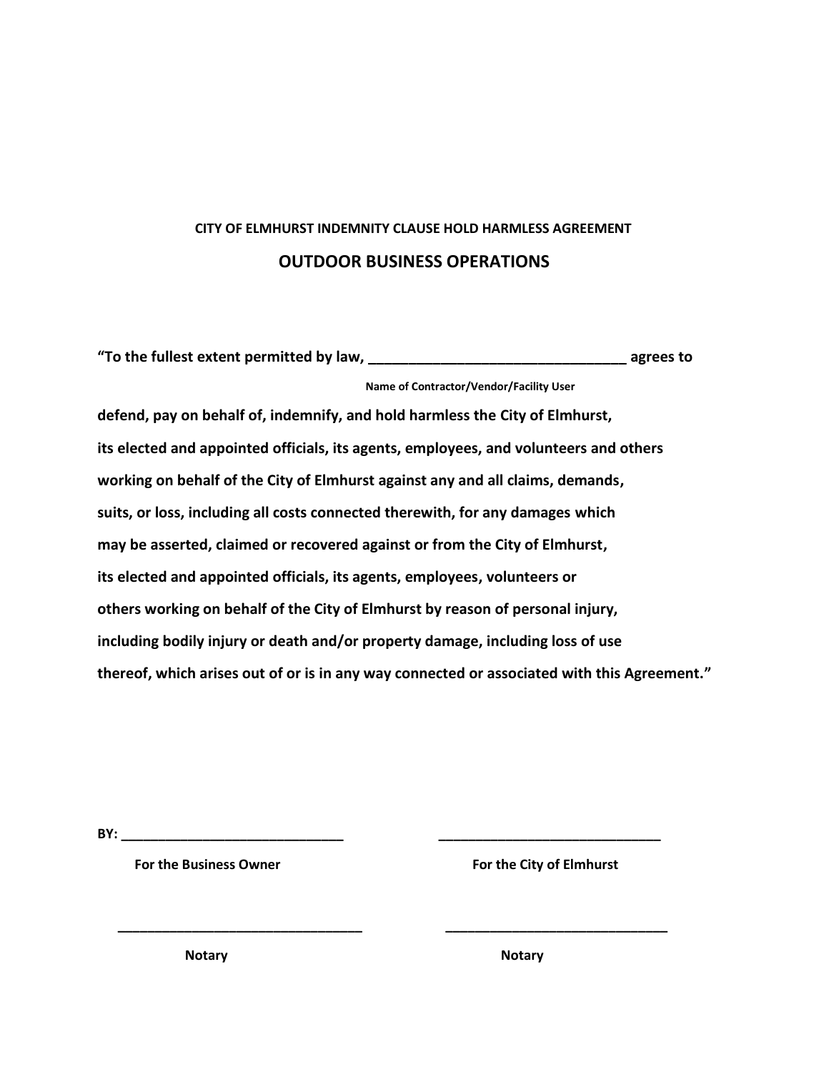**CITY OF ELMHURST INDEMNITY CLAUSE HOLD HARMLESS AGREEMENT**

## OUTDOOR BUSINESS OPERATIONS

**"To the fullest extent permitted by law, ________________________________ agrees to**

**Name of Contractor/Vendor/Facility User**

**defend, pay on behalf of, indemnify, and hold harmless the City of Elmhurst, its elected and appointed officials, its agents, employees, and volunteers and others working on behalf of the City of Elmhurst against any and all claims, demands, suits, or loss, including all costs connected therewith, for any damages which may be asserted, claimed or recovered against or from the City of Elmhurst, its elected and appointed officials, its agents, employees, volunteers or others working on behalf of the City of Elmhurst by reason of personal injury, including bodily injury or death and/or property damage, including loss of use thereof, which arises out of or is in any way connected or associated with this Agreement."**

**BY:** ____________________________ ____________________________

**For the Business Owner** **For the City of Elmhurst**

________________________________ ____________________________

**Notary** **Notary**